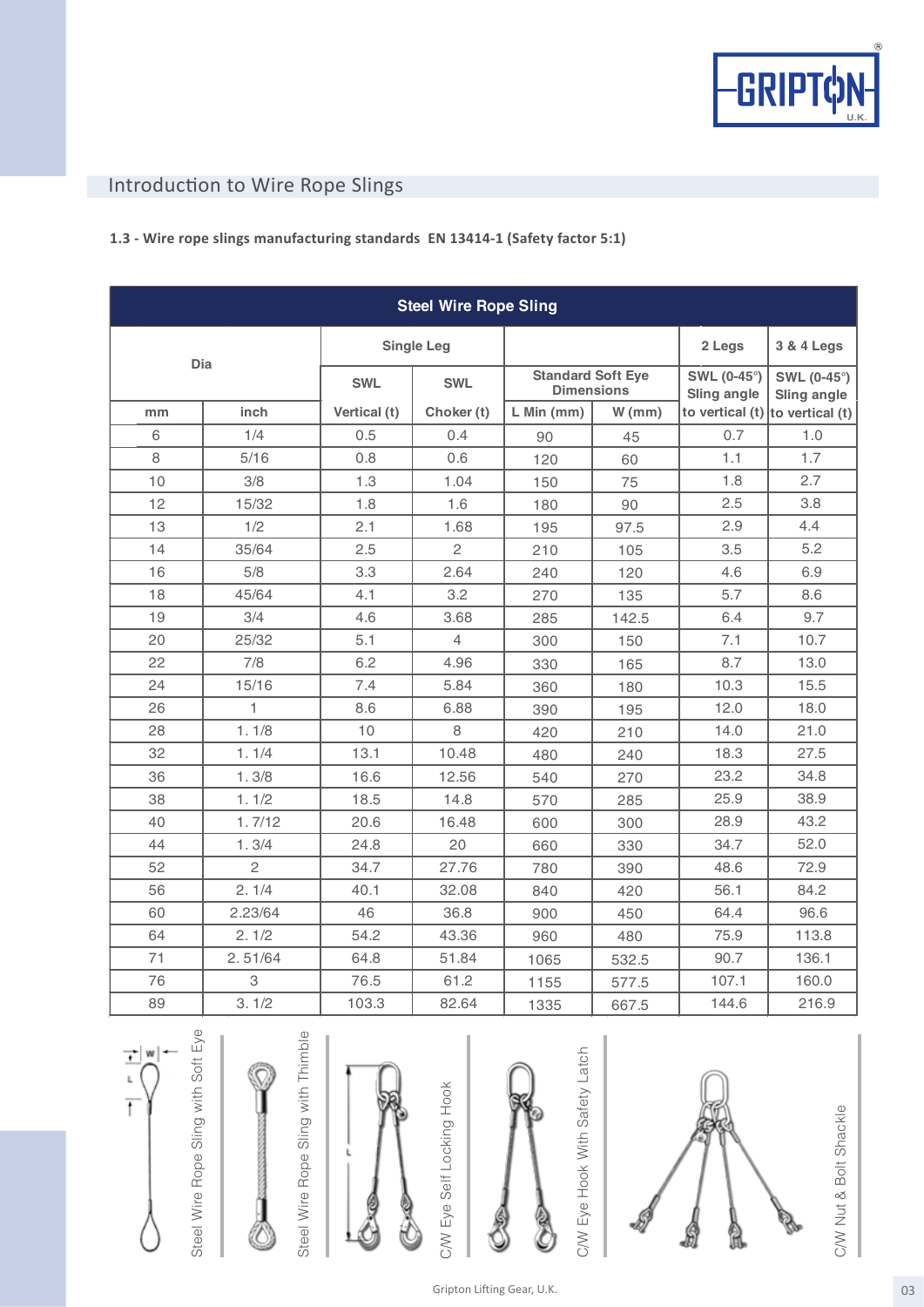## Introduction to Wire Rope Slings

**1.3 - Wire rope slings manufacturing standards EN 13414-1 (Safety factor 5:1)**

| Steel Wire Rope Sling | | | | | | | |
|---|---|---|---|---|---|---|---|
| Dia | | Single Leg | | Standard Soft Eye Dimensions | | 2 Legs | 3 & 4 Legs |
| | | SWL | SWL | | | SWL (0-45°) Sling angle | SWL (0-45°) Sling angle |
| mm | inch | Vertical (t) | Choker (t) | L Min (mm) | W (mm) | to vertical (t) | to vertical (t) |
| 6 | 1/4 | 0.5 | 0.4 | 90 | 45 | 0.7 | 1.0 |
| 8 | 5/16 | 0.8 | 0.6 | 120 | 60 | 1.1 | 1.7 |
| 10 | 3/8 | 1.3 | 1.04 | 150 | 75 | 1.8 | 2.7 |
| 12 | 15/32 | 1.8 | 1.6 | 180 | 90 | 2.5 | 3.8 |
| 13 | 1/2 | 2.1 | 1.68 | 195 | 97.5 | 2.9 | 4.4 |
| 14 | 35/64 | 2.5 | 2 | 210 | 105 | 3.5 | 5.2 |
| 16 | 5/8 | 3.3 | 2.64 | 240 | 120 | 4.6 | 6.9 |
| 18 | 45/64 | 4.1 | 3.2 | 270 | 135 | 5.7 | 8.6 |
| 19 | 3/4 | 4.6 | 3.68 | 285 | 142.5 | 6.4 | 9.7 |
| 20 | 25/32 | 5.1 | 4 | 300 | 150 | 7.1 | 10.7 |
| 22 | 7/8 | 6.2 | 4.96 | 330 | 165 | 8.7 | 13.0 |
| 24 | 15/16 | 7.4 | 5.84 | 360 | 180 | 10.3 | 15.5 |
| 26 | 1 | 8.6 | 6.88 | 390 | 195 | 12.0 | 18.0 |
| 28 | 1. 1/8 | 10 | 8 | 420 | 210 | 14.0 | 21.0 |
| 32 | 1. 1/4 | 13.1 | 10.48 | 480 | 240 | 18.3 | 27.5 |
| 36 | 1. 3/8 | 16.6 | 12.56 | 540 | 270 | 23.2 | 34.8 |
| 38 | 1. 1/2 | 18.5 | 14.8 | 570 | 285 | 25.9 | 38.9 |
| 40 | 1. 7/12 | 20.6 | 16.48 | 600 | 300 | 28.9 | 43.2 |
| 44 | 1. 3/4 | 24.8 | 20 | 660 | 330 | 34.7 | 52.0 |
| 52 | 2 | 34.7 | 27.76 | 780 | 390 | 48.6 | 72.9 |
| 56 | 2. 1/4 | 40.1 | 32.08 | 840 | 420 | 56.1 | 84.2 |
| 60 | 2.23/64 | 46 | 36.8 | 900 | 450 | 64.4 | 96.6 |
| 64 | 2. 1/2 | 54.2 | 43.36 | 960 | 480 | 75.9 | 113.8 |
| 71 | 2. 51/64 | 64.8 | 51.84 | 1065 | 532.5 | 90.7 | 136.1 |
| 76 | 3 | 76.5 | 61.2 | 1155 | 577.5 | 107.1 | 160.0 |
| 89 | 3. 1/2 | 103.3 | 82.64 | 1335 | 667.5 | 144.6 | 216.9 |

Steel Wire Rope Sling with Soft Eye

Steel Wire Rope Sling with Thimble

C/W Eye Self Locking Hook

C/W Eye Hook With Safety Latch

C/W Nut & Bolt Shackle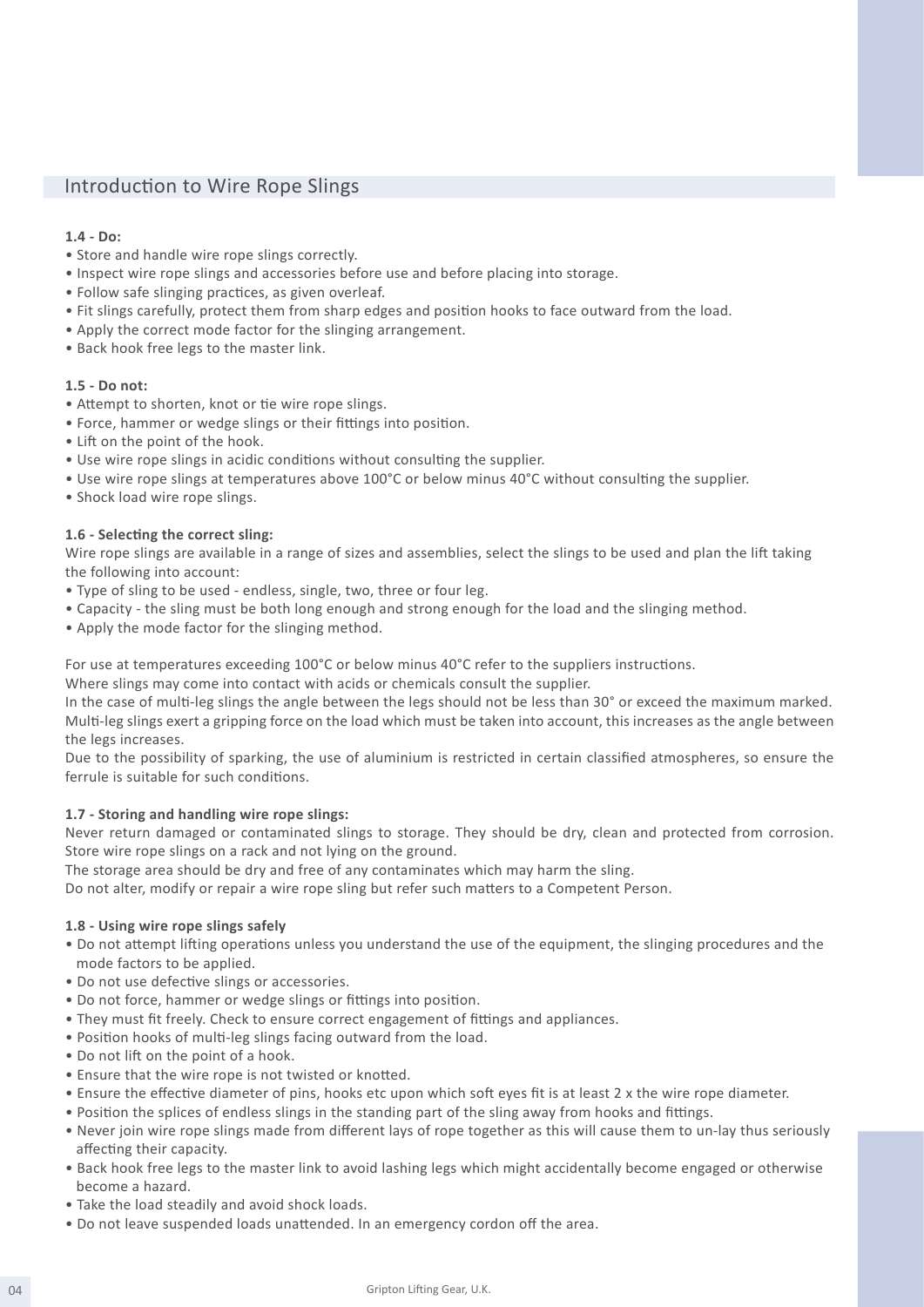## Introduction to Wire Rope Slings

**1.4 - Do:**

- Store and handle wire rope slings correctly.
- Inspect wire rope slings and accessories before use and before placing into storage.
- Follow safe slinging practices, as given overleaf.
- Fit slings carefully, protect them from sharp edges and position hooks to face outward from the load.
- Apply the correct mode factor for the slinging arrangement.
- Back hook free legs to the master link.

**1.5 - Do not:**

- Attempt to shorten, knot or tie wire rope slings.
- Force, hammer or wedge slings or their fittings into position.
- Lift on the point of the hook.
- Use wire rope slings in acidic conditions without consulting the supplier.
- Use wire rope slings at temperatures above 100°C or below minus 40°C without consulting the supplier.
- Shock load wire rope slings.

**1.6 - Selecting the correct sling:**

Wire rope slings are available in a range of sizes and assemblies, select the slings to be used and plan the lift taking the following into account:

- Type of sling to be used - endless, single, two, three or four leg.
- Capacity - the sling must be both long enough and strong enough for the load and the slinging method.
- Apply the mode factor for the slinging method.

For use at temperatures exceeding 100°C or below minus 40°C refer to the suppliers instructions.
Where slings may come into contact with acids or chemicals consult the supplier.
In the case of multi-leg slings the angle between the legs should not be less than 30° or exceed the maximum marked.
Multi-leg slings exert a gripping force on the load which must be taken into account, this increases as the angle between the legs increases.
Due to the possibility of sparking, the use of aluminium is restricted in certain classified atmospheres, so ensure the ferrule is suitable for such conditions.

**1.7 - Storing and handling wire rope slings:**

Never return damaged or contaminated slings to storage. They should be dry, clean and protected from corrosion.
Store wire rope slings on a rack and not lying on the ground.
The storage area should be dry and free of any contaminates which may harm the sling.
Do not alter, modify or repair a wire rope sling but refer such matters to a Competent Person.

**1.8 - Using wire rope slings safely**

- Do not attempt lifting operations unless you understand the use of the equipment, the slinging procedures and the mode factors to be applied.
- Do not use defective slings or accessories.
- Do not force, hammer or wedge slings or fittings into position.
- They must fit freely. Check to ensure correct engagement of fittings and appliances.
- Position hooks of multi-leg slings facing outward from the load.
- Do not lift on the point of a hook.
- Ensure that the wire rope is not twisted or knotted.
- Ensure the effective diameter of pins, hooks etc upon which soft eyes fit is at least 2 x the wire rope diameter.
- Position the splices of endless slings in the standing part of the sling away from hooks and fittings.
- Never join wire rope slings made from different lays of rope together as this will cause them to un-lay thus seriously affecting their capacity.
- Back hook free legs to the master link to avoid lashing legs which might accidentally become engaged or otherwise become a hazard.
- Take the load steadily and avoid shock loads.
- Do not leave suspended loads unattended. In an emergency cordon off the area.